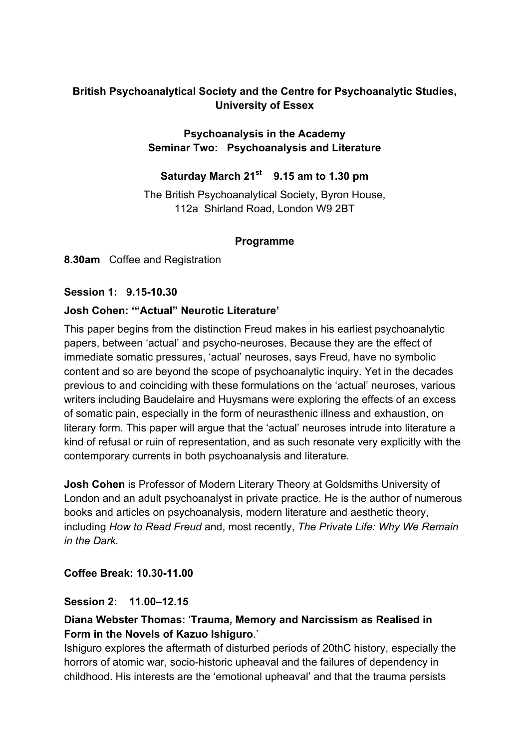**British Psychoanalytical Society and the Centre for Psychoanalytic Studies, University of Essex**

**Psychoanalysis in the Academy**
**Seminar Two: Psychoanalysis and Literature**

**Saturday March 21st 9.15 am to 1.30 pm**

The British Psychoanalytical Society, Byron House,
112a Shirland Road, London W9 2BT

**Programme**

**8.30am** Coffee and Registration

**Session 1: 9.15-10.30**

**Josh Cohen: '"Actual" Neurotic Literature'**

This paper begins from the distinction Freud makes in his earliest psychoanalytic papers, between 'actual' and psycho-neuroses. Because they are the effect of immediate somatic pressures, 'actual' neuroses, says Freud, have no symbolic content and so are beyond the scope of psychoanalytic inquiry. Yet in the decades previous to and coinciding with these formulations on the 'actual' neuroses, various writers including Baudelaire and Huysmans were exploring the effects of an excess of somatic pain, especially in the form of neurasthenic illness and exhaustion, on literary form. This paper will argue that the 'actual' neuroses intrude into literature a kind of refusal or ruin of representation, and as such resonate very explicitly with the contemporary currents in both psychoanalysis and literature.

**Josh Cohen** is Professor of Modern Literary Theory at Goldsmiths University of London and an adult psychoanalyst in private practice. He is the author of numerous books and articles on psychoanalysis, modern literature and aesthetic theory, including *How to Read Freud* and, most recently, *The Private Life: Why We Remain in the Dark.*

**Coffee Break: 10.30-11.00**

**Session 2: 11.00–12.15**

**Diana Webster Thomas:** '**Trauma, Memory and Narcissism as Realised in Form in the Novels of Kazuo Ishiguro**.'

Ishiguro explores the aftermath of disturbed periods of 20thC history, especially the horrors of atomic war, socio-historic upheaval and the failures of dependency in childhood. His interests are the 'emotional upheaval' and that the trauma persists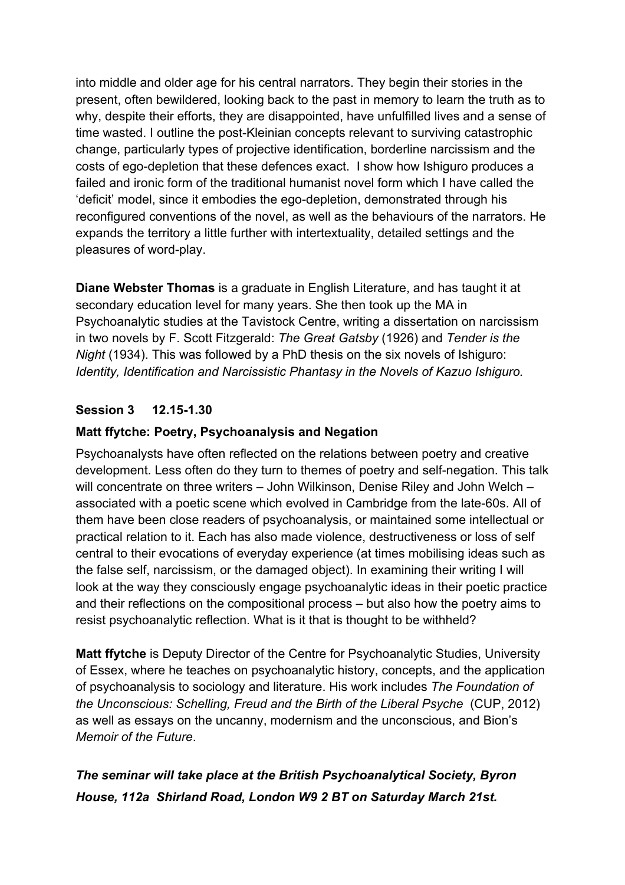into middle and older age for his central narrators. They begin their stories in the present, often bewildered, looking back to the past in memory to learn the truth as to why, despite their efforts, they are disappointed, have unfulfilled lives and a sense of time wasted. I outline the post-Kleinian concepts relevant to surviving catastrophic change, particularly types of projective identification, borderline narcissism and the costs of ego-depletion that these defences exact. I show how Ishiguro produces a failed and ironic form of the traditional humanist novel form which I have called the 'deficit' model, since it embodies the ego-depletion, demonstrated through his reconfigured conventions of the novel, as well as the behaviours of the narrators. He expands the territory a little further with intertextuality, detailed settings and the pleasures of word-play.

**Diane Webster Thomas** is a graduate in English Literature, and has taught it at secondary education level for many years. She then took up the MA in Psychoanalytic studies at the Tavistock Centre, writing a dissertation on narcissism in two novels by F. Scott Fitzgerald: *The Great Gatsby* (1926) and *Tender is the Night* (1934). This was followed by a PhD thesis on the six novels of Ishiguro: *Identity, Identification and Narcissistic Phantasy in the Novels of Kazuo Ishiguro.*

**Session 3 12.15-1.30**

**Matt ffytche: Poetry, Psychoanalysis and Negation**

Psychoanalysts have often reflected on the relations between poetry and creative development. Less often do they turn to themes of poetry and self-negation. This talk will concentrate on three writers – John Wilkinson, Denise Riley and John Welch – associated with a poetic scene which evolved in Cambridge from the late-60s. All of them have been close readers of psychoanalysis, or maintained some intellectual or practical relation to it. Each has also made violence, destructiveness or loss of self central to their evocations of everyday experience (at times mobilising ideas such as the false self, narcissism, or the damaged object). In examining their writing I will look at the way they consciously engage psychoanalytic ideas in their poetic practice and their reflections on the compositional process – but also how the poetry aims to resist psychoanalytic reflection. What is it that is thought to be withheld?

**Matt ffytche** is Deputy Director of the Centre for Psychoanalytic Studies, University of Essex, where he teaches on psychoanalytic history, concepts, and the application of psychoanalysis to sociology and literature. His work includes *The Foundation of the Unconscious: Schelling, Freud and the Birth of the Liberal Psyche* (CUP, 2012) as well as essays on the uncanny, modernism and the unconscious, and Bion's *Memoir of the Future*.

***The seminar will take place at the British Psychoanalytical Society, Byron House, 112a Shirland Road, London W9 2 BT on Saturday March 21st.***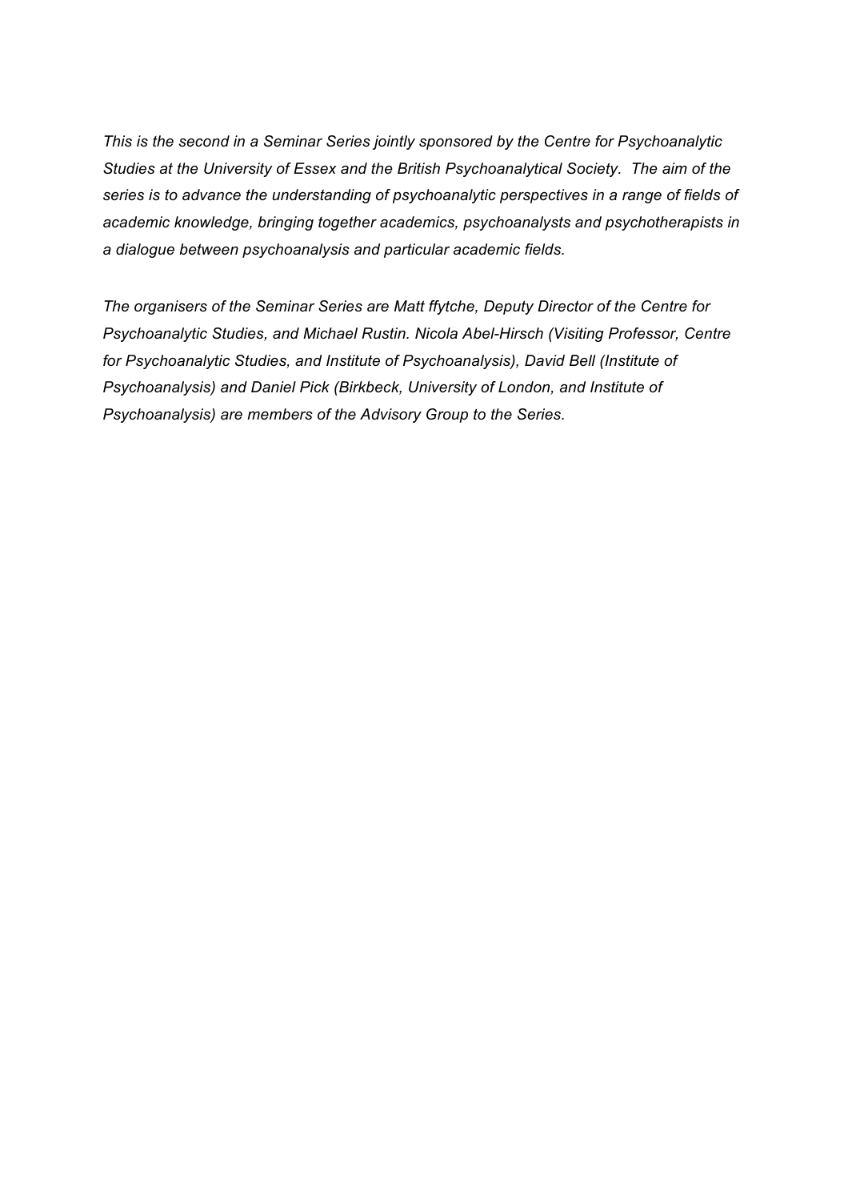*This is the second in a Seminar Series jointly sponsored by the Centre for Psychoanalytic Studies at the University of Essex and the British Psychoanalytical Society. The aim of the series is to advance the understanding of psychoanalytic perspectives in a range of fields of academic knowledge, bringing together academics, psychoanalysts and psychotherapists in a dialogue between psychoanalysis and particular academic fields.*

*The organisers of the Seminar Series are Matt ffytche, Deputy Director of the Centre for Psychoanalytic Studies, and Michael Rustin. Nicola Abel-Hirsch (Visiting Professor, Centre for Psychoanalytic Studies, and Institute of Psychoanalysis), David Bell (Institute of Psychoanalysis) and Daniel Pick (Birkbeck, University of London, and Institute of Psychoanalysis) are members of the Advisory Group to the Series.*